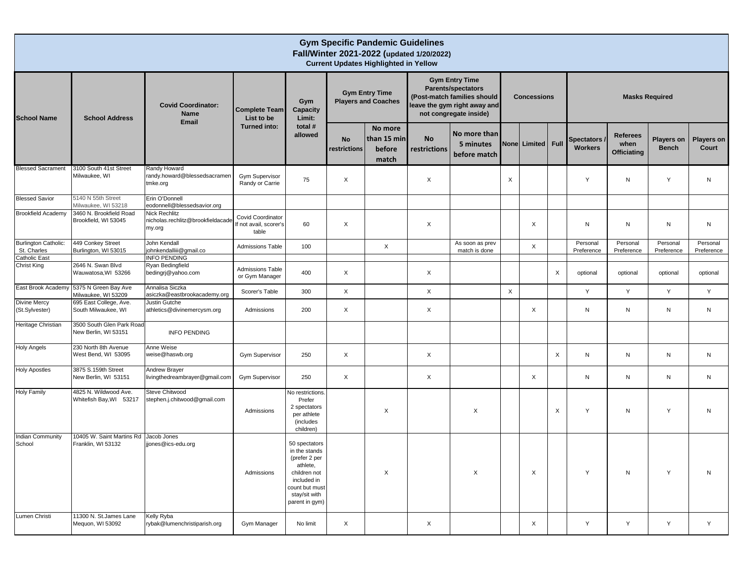# Gym Specific Pandemic Guidelines

## Fall/Winter 2021-2022 (updated 1/20/2022)

**Current Updates Highlighted in Yellow**

| School Name | School Address | Covid Coordinator: Name Email | Complete Team List to be Turned into: | Gym Capacity Limit: total # allowed | Gym Entry Time Players and Coaches | | Gym Entry Time Parents/spectators (Post-match families should leave the gym right away and not congregate inside) | | Concessions | | | Masks Required | | | |
|---|---|---|---|---|---|---|---|---|---|---|---|---|---|---|---|
| | | | | | No restrictions | No more than 15 min before match | No restrictions | No more than 5 minutes before match | None | Limited | Full | Spectators / Workers | Referees when Officiating | Players on Bench | Players on Court |
| Blessed Sacrament | 3100 South 41st Street Milwaukee, WI | Randy Howard randy.howard@blessedsacramentmke.org | Gym Supervisor Randy or Carrie | 75 | X | | X | | X | | | Y | N | Y | N |
| Blessed Savior | 5140 N 55th Street Milwaukee, WI 53218 | Erin O'Donnell eodonnell@blessedsavior.org | | | | | | | | | | | | | |
| Brookfield Academy | 3460 N. Brookfield Road Brookfield, WI 53045 | Nick Rechlitz nicholas.rechlitz@brookfieldacademy.org | Covid Coordinator If not avail, scorer's table | 60 | X | | X | | | X | | N | N | N | N |
| Burlington Catholic: St. Charles | 449 Conkey Street Burlington, WI 53015 | John Kendall johnkendalliii@gmail.co | Admissions Table | 100 | | X | | As soon as prev match is done | | X | | Personal Preference | Personal Preference | Personal Preference | Personal Preference |
| Catholic East | | INFO PENDING | | | | | | | | | | | | | |
| Christ King | 2646 N. Swan Blvd Wauwatosa,WI 53266 | Ryan Bedingfield bedingrj@yahoo.com | Admissions Table or Gym Manager | 400 | X | | X | | | | X | optional | optional | optional | optional |
| East Brook Academy | 5375 N Green Bay Ave Milwaukee, WI 53209 | Annalisa Siczka asiczka@eastbrookacademy.org | Scorer's Table | 300 | X | | X | | X | | | Y | Y | Y | Y |
| Divine Mercy (St.Sylvester) | 695 East College, Ave. South Milwaukee, WI | Justin Gutche athletics@divinemercysm.org | Admissions | 200 | X | | X | | | X | | N | N | N | N |
| Heritage Christian | 3500 South Glen Park Road New Berlin, WI 53151 | INFO PENDING | | | | | | | | | | | | | |
| Holy Angels | 230 North 8th Avenue West Bend, WI 53095 | Anne Weise weise@haswb.org | Gym Supervisor | 250 | X | | X | | | | X | N | N | N | N |
| Holy Apostles | 3875 S.159th Street New Berlin, WI 53151 | Andrew Brayer livingthedreambrayer@gmail.com | Gym Supervisor | 250 | X | | X | | | X | | N | N | N | N |
| Holy Family | 4825 N. Wildwood Ave. Whitefish Bay,WI 53217 | Steve Chitwood stephen.j.chitwood@gmail.com | Admissions | No restrictions. Prefer 2 spectators per athlete (includes children) | | X | | X | | | X | Y | N | Y | N |
| Indian Community School | 10405 W. Saint Martins Rd Franklin, WI 53132 | Jacob Jones jjones@ics-edu.org | Admissions | 50 spectators in the stands (prefer 2 per athlete, children not included in count but must stay/sit with parent in gym) | | X | | X | | X | | Y | N | Y | N |
| Lumen Christi | 11300 N. St.James Lane Mequon, WI 53092 | Kelly Ryba rybak@lumenchristiparish.org | Gym Manager | No limit | X | | X | | | X | | Y | Y | Y | Y |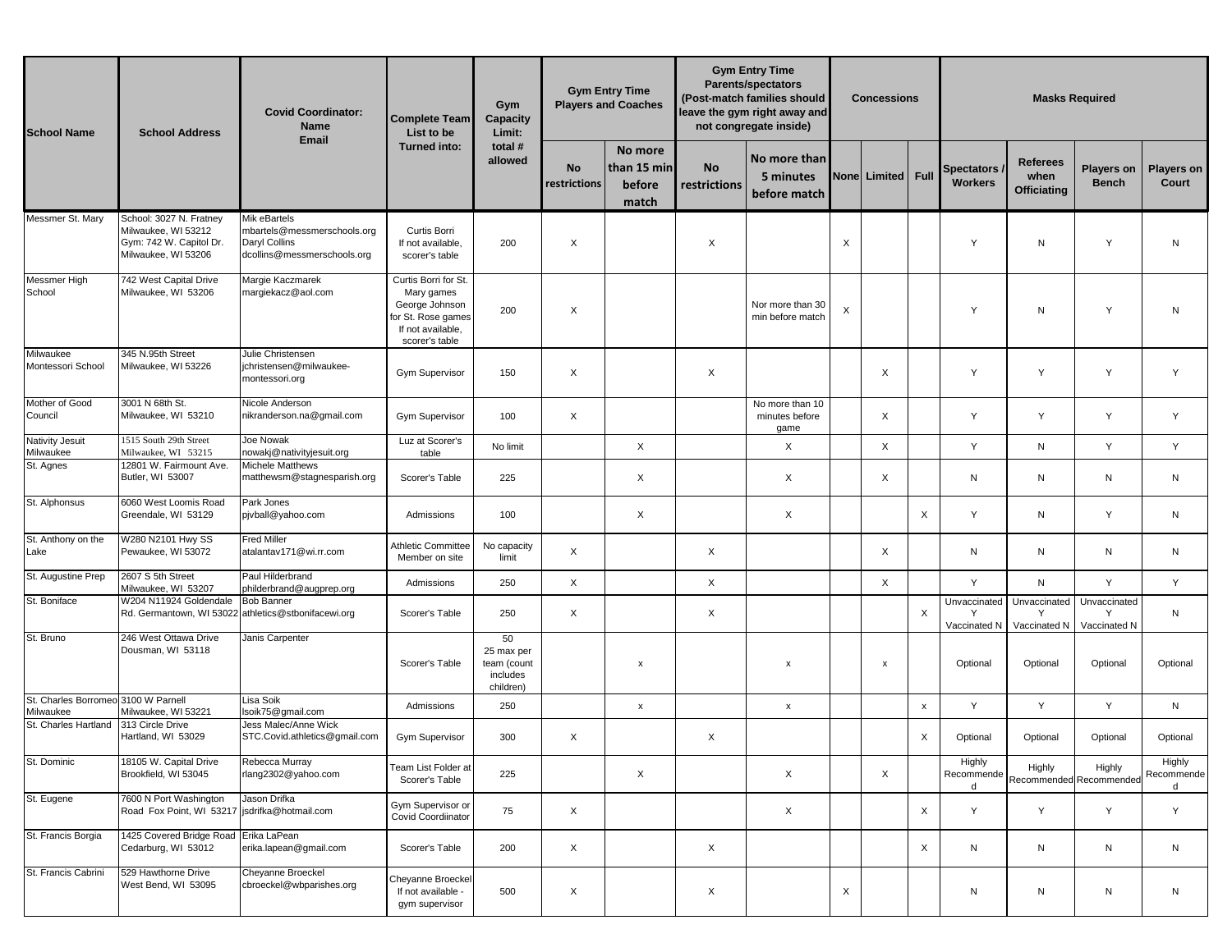| School Name | School Address | Covid Coordinator: Name Email | Complete Team List to be Turned into: | Gym Capacity Limit: total # allowed | Gym Entry Time Players and Coaches | | Gym Entry Time Parents/spectators (Post-match families should leave the gym right away and not congregate inside) | | Concessions | | | Masks Required | | | |
|---|---|---|---|---|---|---|---|---|---|---|---|---|---|---|---|
| | | | | | No restrictions | No more than 15 min before match | No restrictions | No more than 5 minutes before match | None | Limited | Full | Spectators / Workers | Referees when Officiating | Players on Bench | Players on Court |
| Messmer St. Mary | School: 3027 N. Fratney Milwaukee, WI 53212 Gym: 742 W. Capitol Dr. Milwaukee, WI 53206 | Mik eBartels mbartels@messmerschools.org Daryl Collins dcollins@messmerschools.org | Curtis Borri If not available, scorer's table | 200 | X | | X | | X | | | Y | N | Y | N |
| Messmer High School | 742 West Capital Drive Milwaukee, WI 53206 | Margie Kaczmarek margiekacz@aol.com | Curtis Borri for St. Mary games George Johnson for St. Rose games If not available, scorer's table | 200 | X | | | Nor more than 30 min before match | X | | | Y | N | Y | N |
| Milwaukee Montessori School | 345 N.95th Street Milwaukee, WI 53226 | Julie Christensen jchristensen@milwaukee-montessori.org | Gym Supervisor | 150 | X | | X | | | X | | Y | Y | Y | Y |
| Mother of Good Council | 3001 N 68th St. Milwaukee, WI 53210 | Nicole Anderson nikranderson.na@gmail.com | Gym Supervisor | 100 | X | | | No more than 10 minutes before game | | X | | Y | Y | Y | Y |
| Nativity Jesuit Milwaukee | 1515 South 29th Street Milwaukee, WI 53215 | Joe Nowak nowakj@nativityjesuit.org | Luz at Scorer's table | No limit | | X | | X | | X | | Y | N | Y | Y |
| St. Agnes | 12801 W. Fairmount Ave. Butler, WI 53007 | Michele Matthews matthewsm@stagnesparish.org | Scorer's Table | 225 | | X | | X | | X | | N | N | N | N |
| St. Alphonsus | 6060 West Loomis Road Greendale, WI 53129 | Park Jones pjvball@yahoo.com | Admissions | 100 | | X | | X | | | X | Y | N | Y | N |
| St. Anthony on the Lake | W280 N2101 Hwy SS Pewaukee, WI 53072 | Fred Miller atalantav171@wi.rr.com | Athletic Committee Member on site | No capacity limit | X | | X | | | X | | N | N | N | N |
| St. Augustine Prep | 2607 S 5th Street Milwaukee, WI 53207 | Paul Hilderbrand philderbrand@augprep.org | Admissions | 250 | X | | X | | | X | | Y | N | Y | Y |
| St. Boniface | W204 N11924 Goldendale Rd. Germantown, WI 53022 | Bob Banner athletics@stbonifacewi.org | Scorer's Table | 250 | X | | X | | | | X | Unvaccinated Y Vaccinated N | Unvaccinated Y Vaccinated N | Unvaccinated Y Vaccinated N | N |
| St. Bruno | 246 West Ottawa Drive Dousman, WI 53118 | Janis Carpenter | Scorer's Table | 50 25 max per team (count includes children) | | x | | x | | x | | Optional | Optional | Optional | Optional |
| St. Charles Borromeo Milwaukee | 3100 W Parnell Milwaukee, WI 53221 | Lisa Soik lsoik75@gmail.com | Admissions | 250 | | x | | x | | | x | Y | Y | Y | N |
| St. Charles Hartland | 313 Circle Drive Hartland, WI 53029 | Jess Malec/Anne Wick STC.Covid.athletics@gmail.com | Gym Supervisor | 300 | X | | X | | | | X | Optional | Optional | Optional | Optional |
| St. Dominic | 18105 W. Capital Drive Brookfield, WI 53045 | Rebecca Murray rlang2302@yahoo.com | Team List Folder at Scorer's Table | 225 | | X | | X | | X | | Highly Recommended | Highly Recommended | Highly Recommended | Highly Recommended |
| St. Eugene | 7600 N Port Washington Road Fox Point, WI 53217 | Jason Drifka jsdrifka@hotmail.com | Gym Supervisor or Covid Coordiinator | 75 | X | | | X | | | X | Y | Y | Y | Y |
| St. Francis Borgia | 1425 Covered Bridge Road Cedarburg, WI 53012 | Erika LaPean erika.lapean@gmail.com | Scorer's Table | 200 | X | | X | | | | X | N | N | N | N |
| St. Francis Cabrini | 529 Hawthorne Drive West Bend, WI 53095 | Cheyanne Broeckel cbroeckel@wbparishes.org | Cheyanne Broeckel If not available - gym supervisor | 500 | X | | X | | X | | | N | N | N | N |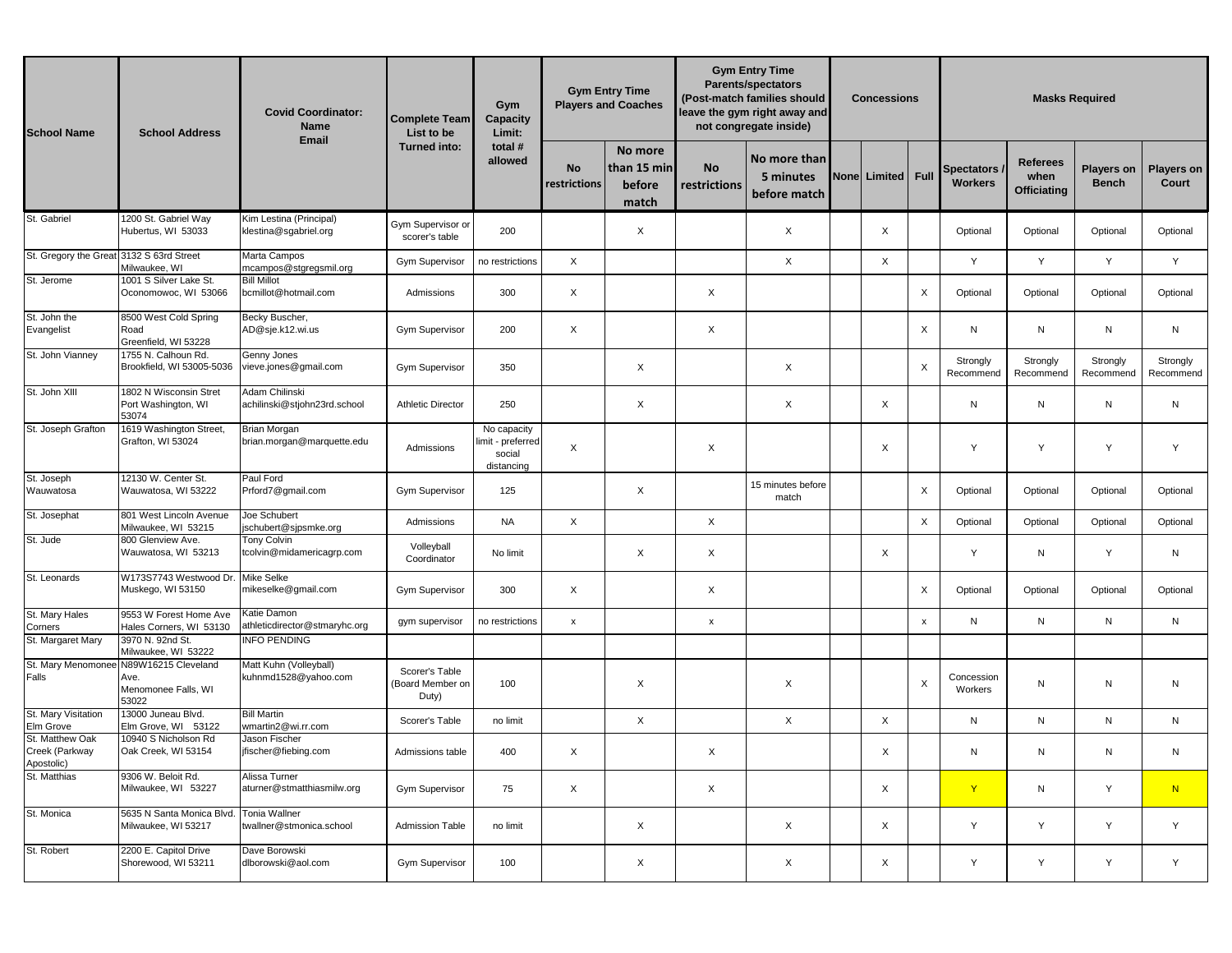| School Name | School Address | Covid Coordinator: Name Email | Complete Team List to be Turned into: | Gym Capacity Limit: total # allowed | Gym Entry Time Players and Coaches | | Gym Entry Time Parents/spectators (Post-match families should leave the gym right away and not congregate inside) | | Concessions | | | Masks Required | | | |
|---|---|---|---|---|---|---|---|---|---|---|---|---|---|---|---|
| | | | | | No restrictions | No more than 15 min before match | No restrictions | No more than 5 minutes before match | None | Limited | Full | Spectators / Workers | Referees when Officiating | Players on Bench | Players on Court |
| St. Gabriel | 1200 St. Gabriel Way Hubertus, WI 53033 | Kim Lestina (Principal) klestina@sgabriel.org | Gym Supervisor or scorer's table | 200 | | X | | X | | X | | Optional | Optional | Optional | Optional |
| St. Gregory the Great | 3132 S 63rd Street Milwaukee, WI | Marta Campos mcampos@stgregsmil.org | Gym Supervisor | no restrictions | X | | | X | | X | | Y | Y | Y | Y |
| St. Jerome | 1001 S Silver Lake St. Oconomowoc, WI 53066 | Bill Millot bcmillot@hotmail.com | Admissions | 300 | X | | X | | | | X | Optional | Optional | Optional | Optional |
| St. John the Evangelist | 8500 West Cold Spring Road Greenfield, WI 53228 | Becky Buscher, AD@sje.k12.wi.us | Gym Supervisor | 200 | X | | X | | | | X | N | N | N | N |
| St. John Vianney | 1755 N. Calhoun Rd. Brookfield, WI 53005-5036 | Genny Jones vieve.jones@gmail.com | Gym Supervisor | 350 | | X | | X | | | X | Strongly Recommend | Strongly Recommend | Strongly Recommend | Strongly Recommend |
| St. John XIII | 1802 N Wisconsin Stret Port Washington, WI 53074 | Adam Chilinski achilinski@stjohn23rd.school | Athletic Director | 250 | | X | | X | | X | | N | N | N | N |
| St. Joseph Grafton | 1619 Washington Street, Grafton, WI 53024 | Brian Morgan brian.morgan@marquette.edu | Admissions | No capacity limit - preferred social distancing | X | | X | | | X | | Y | Y | Y | Y |
| St. Joseph Wauwatosa | 12130 W. Center St. Wauwatosa, WI 53222 | Paul Ford Prford7@gmail.com | Gym Supervisor | 125 | | X | | 15 minutes before match | | | X | Optional | Optional | Optional | Optional |
| St. Josephat | 801 West Lincoln Avenue Milwaukee, WI 53215 | Joe Schubert jschubert@sjpsmke.org | Admissions | NA | X | | X | | | | X | Optional | Optional | Optional | Optional |
| St. Jude | 800 Glenview Ave. Wauwatosa, WI 53213 | Tony Colvin tcolvin@midamericagrp.com | Volleyball Coordinator | No limit | | X | X | | | X | | Y | N | Y | N |
| St. Leonards | W173S7743 Westwood Dr. Muskego, WI 53150 | Mike Selke mikeselke@gmail.com | Gym Supervisor | 300 | X | | X | | | | X | Optional | Optional | Optional | Optional |
| St. Mary Hales Corners | 9553 W Forest Home Ave Hales Corners, WI 53130 | Katie Damon athleticdirector@stmaryhc.org | gym supervisor | no restrictions | x | | x | | | | x | N | N | N | N |
| St. Margaret Mary | 3970 N. 92nd St. Milwaukee, WI 53222 | INFO PENDING | | | | | | | | | | | | | |
| St. Mary Menomonee Falls | N89W16215 Cleveland Ave. Menomonee Falls, WI 53022 | Matt Kuhn (Volleyball) kuhnmd1528@yahoo.com | Scorer's Table (Board Member on Duty) | 100 | | X | | X | | | X | Concession Workers | N | N | N |
| St. Mary Visitation Elm Grove | 13000 Juneau Blvd. Elm Grove, WI 53122 | Bill Martin wmartin2@wi.rr.com | Scorer's Table | no limit | | X | | X | | X | | N | N | N | N |
| St. Matthew Oak Creek (Parkway Apostolic) | 10940 S Nicholson Rd Oak Creek, WI 53154 | Jason Fischer jfischer@fiebing.com | Admissions table | 400 | X | | X | | | X | | N | N | N | N |
| St. Matthias | 9306 W. Beloit Rd. Milwaukee, WI 53227 | Alissa Turner aturner@stmatthiasmilw.org | Gym Supervisor | 75 | X | | X | | | X | | Y | N | Y | N |
| St. Monica | 5635 N Santa Monica Blvd. Milwaukee, WI 53217 | Tonia Wallner twallner@stmonica.school | Admission Table | no limit | | X | | X | | X | | Y | Y | Y | Y |
| St. Robert | 2200 E. Capitol Drive Shorewood, WI 53211 | Dave Borowski dlborowski@aol.com | Gym Supervisor | 100 | | X | | X | | X | | Y | Y | Y | Y |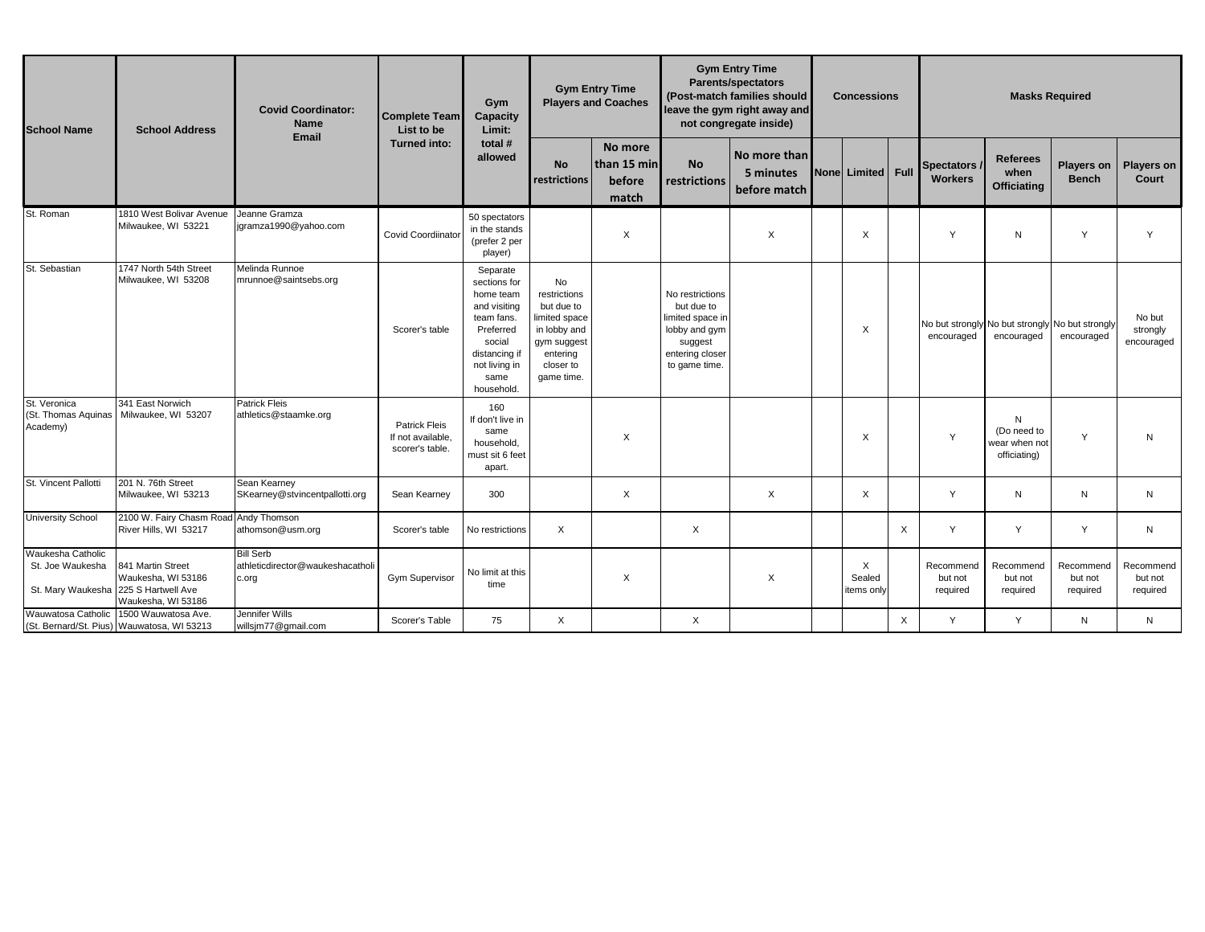| School Name | School Address | Covid Coordinator: Name Email | Complete Team List to be Turned into: | Gym Capacity Limit: total # allowed | Gym Entry Time Players and Coaches | | Gym Entry Time Parents/spectators (Post-match families should leave the gym right away and not congregate inside) | | Concessions | | | Masks Required | | | |
|---|---|---|---|---|---|---|---|---|---|---|---|---|---|---|---|
| | | | | | No restrictions | No more than 15 min before match | No restrictions | No more than 5 minutes before match | None | Limited | Full | Spectators / Workers | Referees when Officiating | Players on Bench | Players on Court |
| St. Roman | 1810 West Bolivar Avenue Milwaukee, WI 53221 | Jeanne Gramza jgramza1990@yahoo.com | Covid Coordiinator | 50 spectators in the stands (prefer 2 per player) | | X | | X | | X | | Y | N | Y | Y |
| St. Sebastian | 1747 North 54th Street Milwaukee, WI 53208 | Melinda Runnoe mrunnoe@saintsebs.org | Scorer's table | Separate sections for home team and visiting team fans. Preferred social distancing if not living in same household. | No restrictions but due to limited space in lobby and gym suggest entering closer to game time. | | No restrictions but due to limited space in lobby and gym suggest entering closer to game time. | | | X | | No but strongly encouraged | No but strongly encouraged | No but strongly encouraged | No but strongly encouraged |
| St. Veronica (St. Thomas Aquinas Academy) | 341 East Norwich Milwaukee, WI 53207 | Patrick Fleis athletics@staamke.org | Patrick Fleis If not available, scorer's table. | 160 If don't live in same household, must sit 6 feet apart. | | X | | | | X | | Y | N (Do need to wear when not officiating) | Y | N |
| St. Vincent Pallotti | 201 N. 76th Street Milwaukee, WI 53213 | Sean Kearney SKearney@stvincentpallotti.org | Sean Kearney | 300 | | X | | X | | X | | Y | N | N | N |
| University School | 2100 W. Fairy Chasm Road River Hills, WI 53217 | Andy Thomson athomson@usm.org | Scorer's table | No restrictions | X | | X | | | | X | Y | Y | Y | N |
| Waukesha Catholic St. Joe Waukesha St. Mary Waukesha | 841 Martin Street Waukesha, WI 53186 225 S Hartwell Ave Waukesha, WI 53186 | Bill Serb athleticdirector@waukeshacatholic.org | Gym Supervisor | No limit at this time | | X | | X | | X Sealed items only | | Recommend but not required | Recommend but not required | Recommend but not required | Recommend but not required |
| Wauwatosa Catholic (St. Bernard/St. Pius) | 1500 Wauwatosa Ave. Wauwatosa, WI 53213 | Jennifer Wills willsjm77@gmail.com | Scorer's Table | 75 | X | | X | | | | X | Y | Y | N | N |